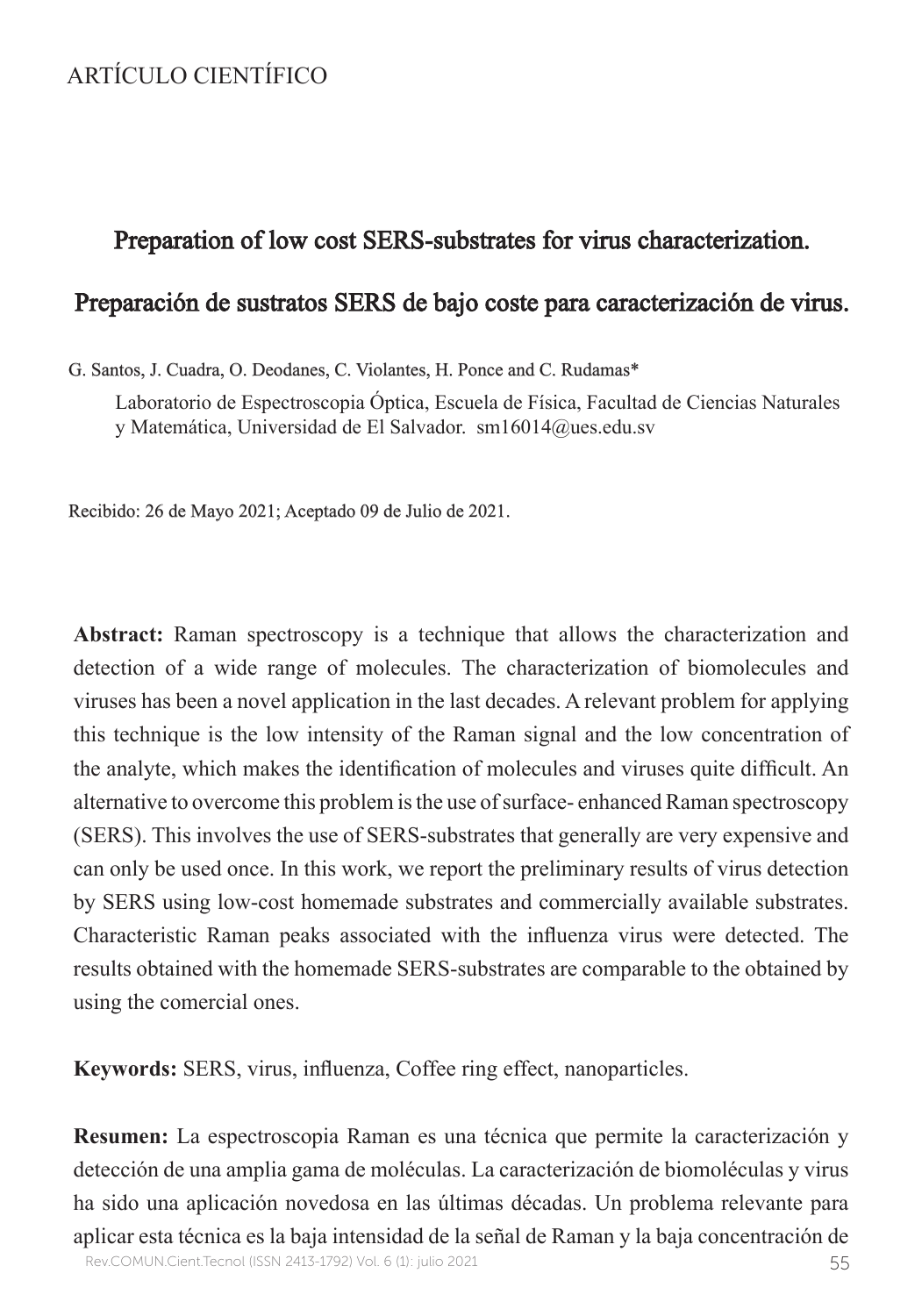ARTÍCULO CIENTÍFICO

# Preparation of low cost SERS-substrates for virus characterization.

# Preparación de sustratos SERS de bajo coste para caracterización de virus.

G. Santos, J. Cuadra, O. Deodanes, C. Violantes, H. Ponce and C. Rudamas*

Laboratorio de Espectroscopia Óptica, Escuela de Física, Facultad de Ciencias Naturales y Matemática, Universidad de El Salvador. sm16014@ues.edu.sv

Recibido: 26 de Mayo 2021; Aceptado 09 de Julio de 2021.

**Abstract:** Raman spectroscopy is a technique that allows the characterization and detection of a wide range of molecules. The characterization of biomolecules and viruses has been a novel application in the last decades. A relevant problem for applying this technique is the low intensity of the Raman signal and the low concentration of the analyte, which makes the identification of molecules and viruses quite difficult. An alternative to overcome this problem is the use of surface- enhanced Raman spectroscopy (SERS). This involves the use of SERS-substrates that generally are very expensive and can only be used once. In this work, we report the preliminary results of virus detection by SERS using low-cost homemade substrates and commercially available substrates. Characteristic Raman peaks associated with the influenza virus were detected. The results obtained with the homemade SERS-substrates are comparable to the obtained by using the comercial ones.

**Keywords:** SERS, virus, influenza, Coffee ring effect, nanoparticles.

**Resumen:** La espectroscopia Raman es una técnica que permite la caracterización y detección de una amplia gama de moléculas. La caracterización de biomoléculas y virus ha sido una aplicación novedosa en las últimas décadas. Un problema relevante para aplicar esta técnica es la baja intensidad de la señal de Raman y la baja concentración de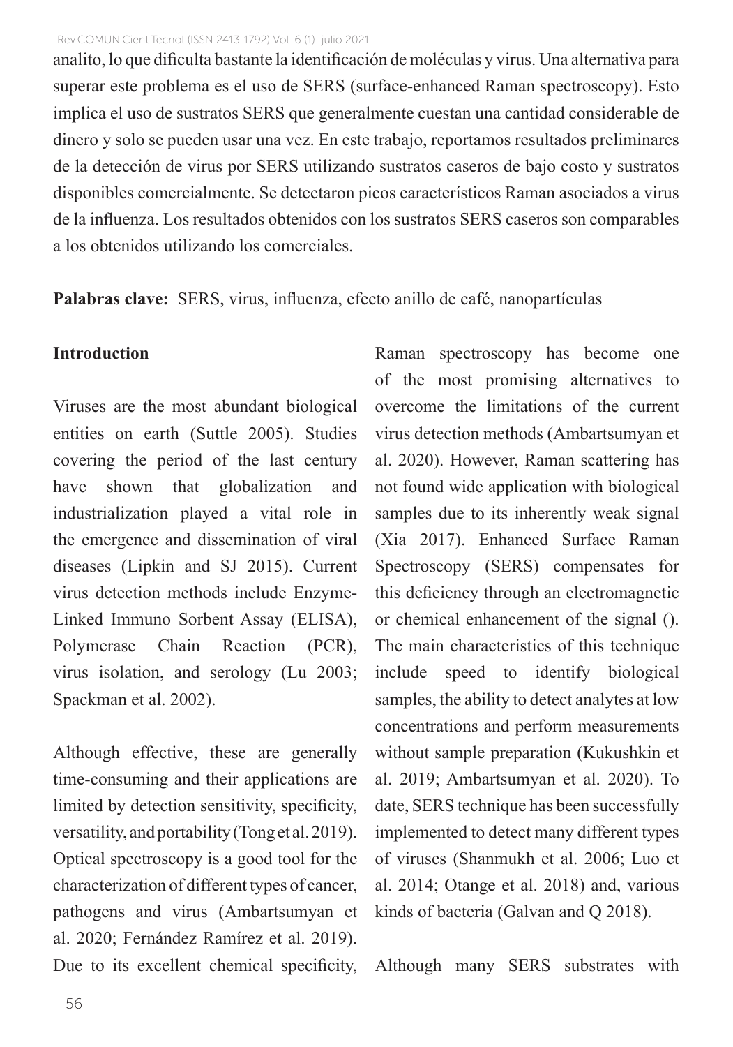analito, lo que dificulta bastante la identificación de moléculas y virus. Una alternativa para superar este problema es el uso de SERS (surface-enhanced Raman spectroscopy). Esto implica el uso de sustratos SERS que generalmente cuestan una cantidad considerable de dinero y solo se pueden usar una vez. En este trabajo, reportamos resultados preliminares de la detección de virus por SERS utilizando sustratos caseros de bajo costo y sustratos disponibles comercialmente. Se detectaron picos característicos Raman asociados a virus de la influenza. Los resultados obtenidos con los sustratos SERS caseros son comparables a los obtenidos utilizando los comerciales.

**Palabras clave:** SERS, virus, influenza, efecto anillo de café, nanopartículas

## Introduction

Viruses are the most abundant biological entities on earth (Suttle 2005). Studies covering the period of the last century have shown that globalization and industrialization played a vital role in the emergence and dissemination of viral diseases (Lipkin and SJ 2015). Current virus detection methods include Enzyme-Linked Immuno Sorbent Assay (ELISA), Polymerase Chain Reaction (PCR), virus isolation, and serology (Lu 2003; Spackman et al. 2002).

Although effective, these are generally time-consuming and their applications are limited by detection sensitivity, specificity, versatility, and portability (Tong et al. 2019). Optical spectroscopy is a good tool for the characterization of different types of cancer, pathogens and virus (Ambartsumyan et al. 2020; Fernández Ramírez et al. 2019). Due to its excellent chemical specificity, Raman spectroscopy has become one of the most promising alternatives to overcome the limitations of the current virus detection methods (Ambartsumyan et al. 2020). However, Raman scattering has not found wide application with biological samples due to its inherently weak signal (Xia 2017). Enhanced Surface Raman Spectroscopy (SERS) compensates for this deficiency through an electromagnetic or chemical enhancement of the signal (). The main characteristics of this technique include speed to identify biological samples, the ability to detect analytes at low concentrations and perform measurements without sample preparation (Kukushkin et al. 2019; Ambartsumyan et al. 2020). To date, SERS technique has been successfully implemented to detect many different types of viruses (Shanmukh et al. 2006; Luo et al. 2014; Otange et al. 2018) and, various kinds of bacteria (Galvan and Q 2018).

Although many SERS substrates with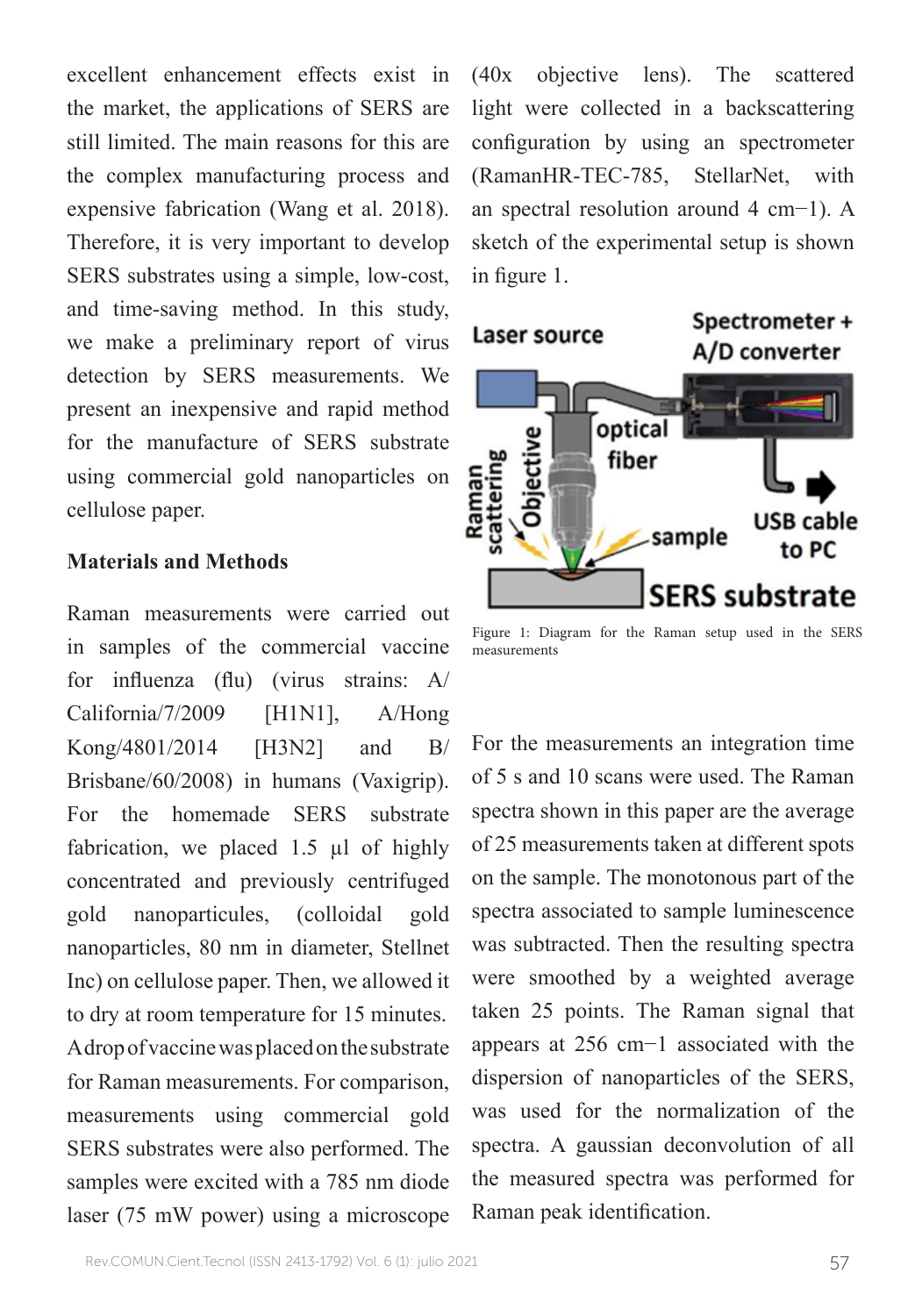excellent enhancement effects exist in the market, the applications of SERS are still limited. The main reasons for this are the complex manufacturing process and expensive fabrication (Wang et al. 2018). Therefore, it is very important to develop SERS substrates using a simple, low-cost, and time-saving method. In this study, we make a preliminary report of virus detection by SERS measurements. We present an inexpensive and rapid method for the manufacture of SERS substrate using commercial gold nanoparticles on cellulose paper.

## Materials and Methods

Raman measurements were carried out in samples of the commercial vaccine for influenza (flu) (virus strains: A/California/7/2009 [H1N1], A/Hong Kong/4801/2014 [H3N2] and B/Brisbane/60/2008) in humans (Vaxigrip). For the homemade SERS substrate fabrication, we placed 1.5 µl of highly concentrated and previously centrifuged gold nanoparticules, (colloidal gold nanoparticles, 80 nm in diameter, Stellnet Inc) on cellulose paper. Then, we allowed it to dry at room temperature for 15 minutes. A drop of vaccine was placed on the substrate for Raman measurements. For comparison, measurements using commercial gold SERS substrates were also performed. The samples were excited with a 785 nm diode laser (75 mW power) using a microscope (40x objective lens). The scattered light were collected in a backscattering configuration by using an spectrometer (RamanHR-TEC-785, StellarNet, with an spectral resolution around 4 $cm^{-1}$). A sketch of the experimental setup is shown in figure 1.

Figure 1: Diagram for the Raman setup used in the SERS measurements

For the measurements an integration time of 5 s and 10 scans were used. The Raman spectra shown in this paper are the average of 25 measurements taken at different spots on the sample. The monotonous part of the spectra associated to sample luminescence was subtracted. Then the resulting spectra were smoothed by a weighted average taken 25 points. The Raman signal that appears at 256 $cm^{-1}$ associated with the dispersion of nanoparticles of the SERS, was used for the normalization of the spectra. A gaussian deconvolution of all the measured spectra was performed for Raman peak identification.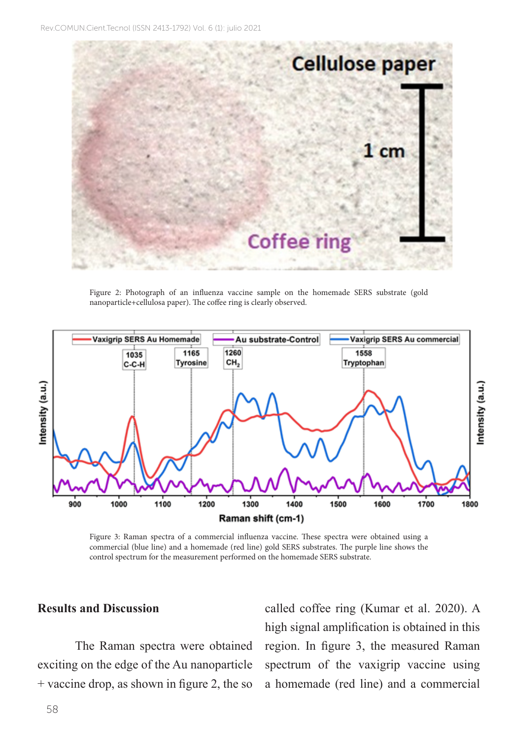Figure 2: Photograph of an influenza vaccine sample on the homemade SERS substrate (gold nanoparticle+cellulosa paper). The coffee ring is clearly observed.

Figure 3: Raman spectra of a commercial influenza vaccine. These spectra were obtained using a commercial (blue line) and a homemade (red line) gold SERS substrates. The purple line shows the control spectrum for the measurement performed on the homemade SERS substrate.

## Results and Discussion

The Raman spectra were obtained exciting on the edge of the Au nanoparticle + vaccine drop, as shown in figure 2, the so called coffee ring (Kumar et al. 2020). A high signal amplification is obtained in this region. In figure 3, the measured Raman spectrum of the vaxigrip vaccine using a homemade (red line) and a commercial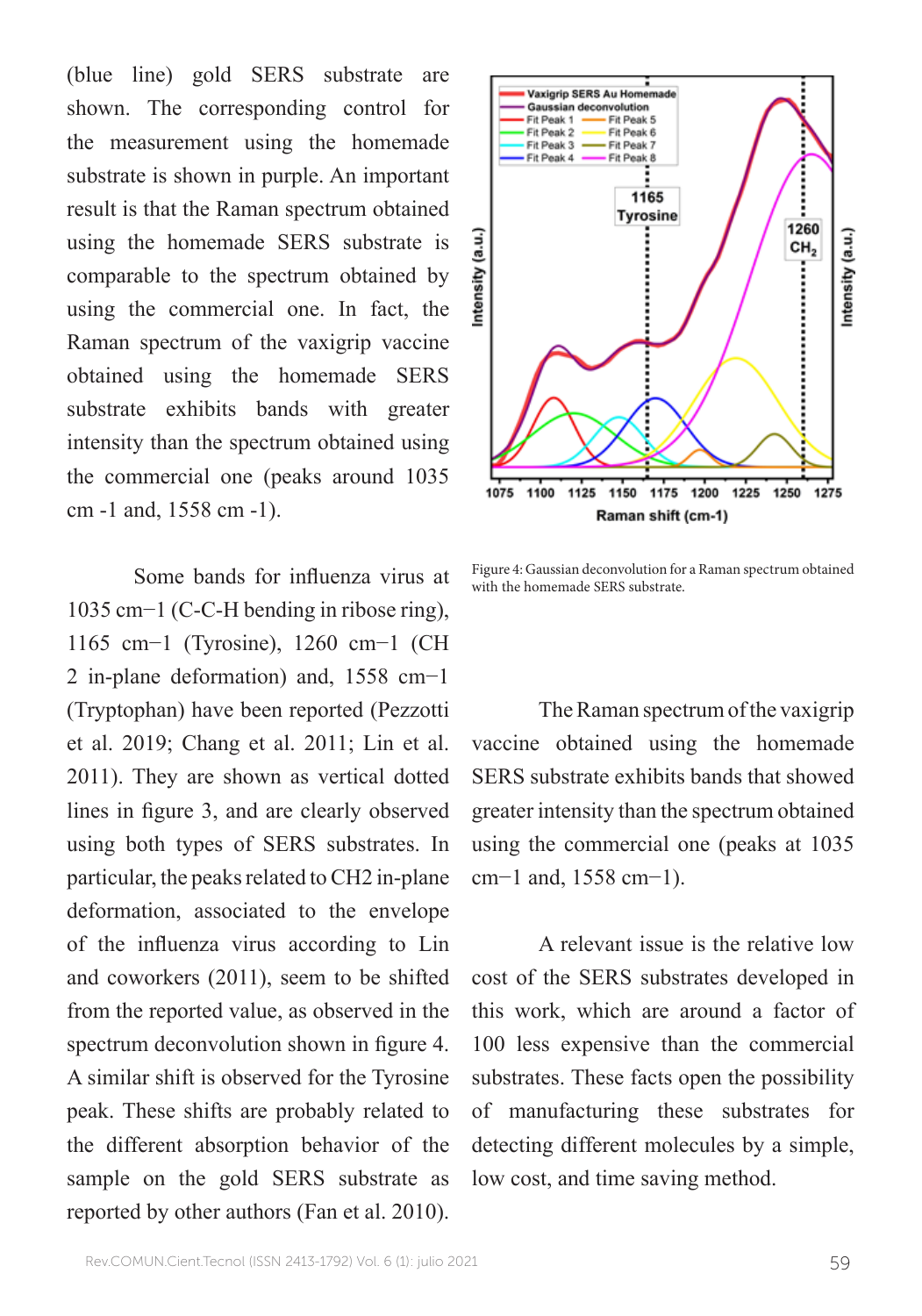(blue line) gold SERS substrate are shown. The corresponding control for the measurement using the homemade substrate is shown in purple. An important result is that the Raman spectrum obtained using the homemade SERS substrate is comparable to the spectrum obtained by using the commercial one. In fact, the Raman spectrum of the vaxigrip vaccine obtained using the homemade SERS substrate exhibits bands with greater intensity than the spectrum obtained using the commercial one (peaks around 1035 cm -1 and, 1558 cm -1).

Some bands for influenza virus at 1035 cm−1 (C-C-H bending in ribose ring), 1165 cm−1 (Tyrosine), 1260 cm−1 (CH 2 in-plane deformation) and, 1558 cm−1 (Tryptophan) have been reported (Pezzotti et al. 2019; Chang et al. 2011; Lin et al. 2011). They are shown as vertical dotted lines in figure 3, and are clearly observed using both types of SERS substrates. In particular, the peaks related to CH2 in-plane deformation, associated to the envelope of the influenza virus according to Lin and coworkers (2011), seem to be shifted from the reported value, as observed in the spectrum deconvolution shown in figure 4. A similar shift is observed for the Tyrosine peak. These shifts are probably related to the different absorption behavior of the sample on the gold SERS substrate as reported by other authors (Fan et al. 2010).

Figure 4: Gaussian deconvolution for a Raman spectrum obtained with the homemade SERS substrate.

The Raman spectrum of the vaxigrip vaccine obtained using the homemade SERS substrate exhibits bands that showed greater intensity than the spectrum obtained using the commercial one (peaks at 1035 cm−1 and, 1558 cm−1).

A relevant issue is the relative low cost of the SERS substrates developed in this work, which are around a factor of 100 less expensive than the commercial substrates. These facts open the possibility of manufacturing these substrates for detecting different molecules by a simple, low cost, and time saving method.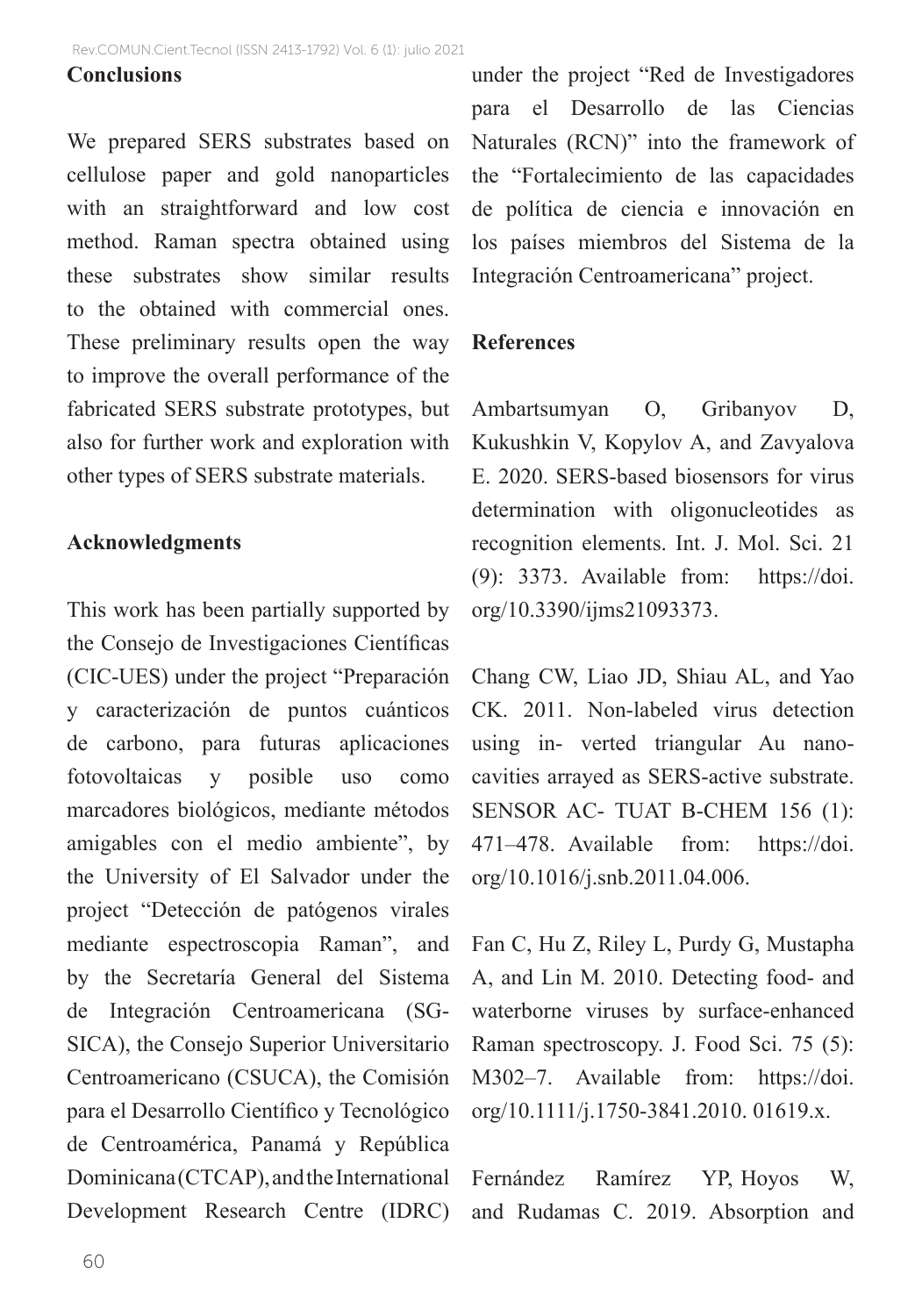## Conclusions

We prepared SERS substrates based on cellulose paper and gold nanoparticles with an straightforward and low cost method. Raman spectra obtained using these substrates show similar results to the obtained with commercial ones. These preliminary results open the way to improve the overall performance of the fabricated SERS substrate prototypes, but also for further work and exploration with other types of SERS substrate materials.

## Acknowledgments

This work has been partially supported by the Consejo de Investigaciones Científicas (CIC-UES) under the project "Preparación y caracterización de puntos cuánticos de carbono, para futuras aplicaciones fotovoltaicas y posible uso como marcadores biológicos, mediante métodos amigables con el medio ambiente", by the University of El Salvador under the project "Detección de patógenos virales mediante espectroscopia Raman", and by the Secretaría General del Sistema de Integración Centroamericana (SG-SICA), the Consejo Superior Universitario Centroamericano (CSUCA), the Comisión para el Desarrollo Científico y Tecnológico de Centroamérica, Panamá y República Dominicana (CTCAP), and the International Development Research Centre (IDRC) under the project "Red de Investigadores para el Desarrollo de las Ciencias Naturales (RCN)" into the framework of the "Fortalecimiento de las capacidades de política de ciencia e innovación en los países miembros del Sistema de la Integración Centroamericana" project.

## References

Ambartsumyan O, Gribanyov D, Kukushkin V, Kopylov A, and Zavyalova E. 2020. SERS-based biosensors for virus determination with oligonucleotides as recognition elements. Int. J. Mol. Sci. 21 (9): 3373. Available from: https://doi.org/10.3390/ijms21093373.

Chang CW, Liao JD, Shiau AL, and Yao CK. 2011. Non-labeled virus detection using in- verted triangular Au nano-cavities arrayed as SERS-active substrate. SENSOR AC- TUAT B-CHEM 156 (1): 471–478. Available from: https://doi.org/10.1016/j.snb.2011.04.006.

Fan C, Hu Z, Riley L, Purdy G, Mustapha A, and Lin M. 2010. Detecting food- and waterborne viruses by surface-enhanced Raman spectroscopy. J. Food Sci. 75 (5): M302–7. Available from: https://doi.org/10.1111/j.1750-3841.2010. 01619.x.

Fernández Ramírez YP, Hoyos W, and Rudamas C. 2019. Absorption and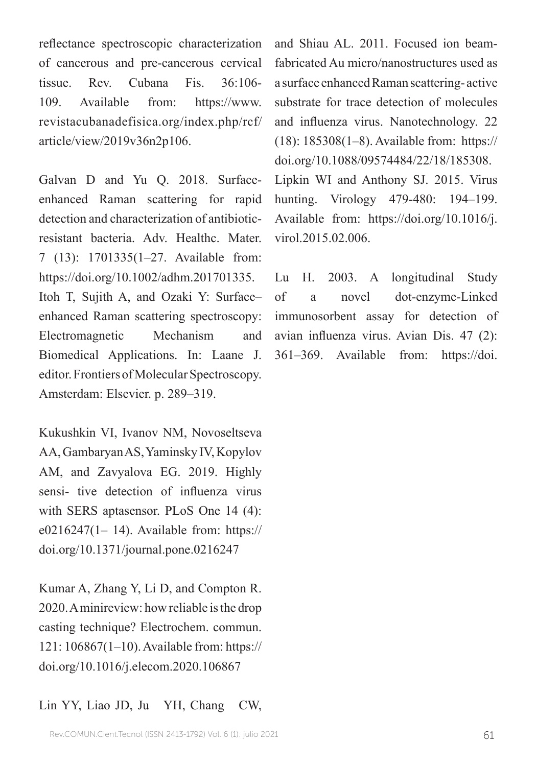reflectance spectroscopic characterization of cancerous and pre-cancerous cervical tissue. Rev. Cubana Fis. 36:106-109. Available from: https://www.revistacubanadefisica.org/index.php/rcf/article/view/2019v36n2p106.

Galvan D and Yu Q. 2018. Surface-enhanced Raman scattering for rapid detection and characterization of antibiotic-resistant bacteria. Adv. Healthc. Mater. 7 (13): 1701335(1–27. Available from: https://doi.org/10.1002/adhm.201701335.

Itoh T, Sujith A, and Ozaki Y: Surface–enhanced Raman scattering spectroscopy: Electromagnetic Mechanism and Biomedical Applications. In: Laane J. editor. Frontiers of Molecular Spectroscopy. Amsterdam: Elsevier. p. 289–319.

Kukushkin VI, Ivanov NM, Novoseltseva AA, Gambaryan AS, Yaminsky IV, Kopylov AM, and Zavyalova EG. 2019. Highly sensi- tive detection of influenza virus with SERS aptasensor. PLoS One 14 (4): e0216247(1– 14). Available from: https://doi.org/10.1371/journal.pone.0216247

Kumar A, Zhang Y, Li D, and Compton R. 2020. A minireview: how reliable is the drop casting technique? Electrochem. commun. 121: 106867(1–10). Available from: https://doi.org/10.1016/j.elecom.2020.106867

Lin YY, Liao JD, Ju YH, Chang CW, and Shiau AL. 2011. Focused ion beam-fabricated Au micro/nanostructures used as a surface enhanced Raman scattering- active substrate for trace detection of molecules and influenza virus. Nanotechnology. 22 (18): 185308(1–8). Available from: https://doi.org/10.1088/09574484/22/18/185308.

Lipkin WI and Anthony SJ. 2015. Virus hunting. Virology 479-480: 194–199. Available from: https://doi.org/10.1016/j.virol.2015.02.006.

Lu H. 2003. A longitudinal Study of a novel dot-enzyme-Linked immunosorbent assay for detection of avian influenza virus. Avian Dis. 47 (2): 361–369. Available from: https://doi.